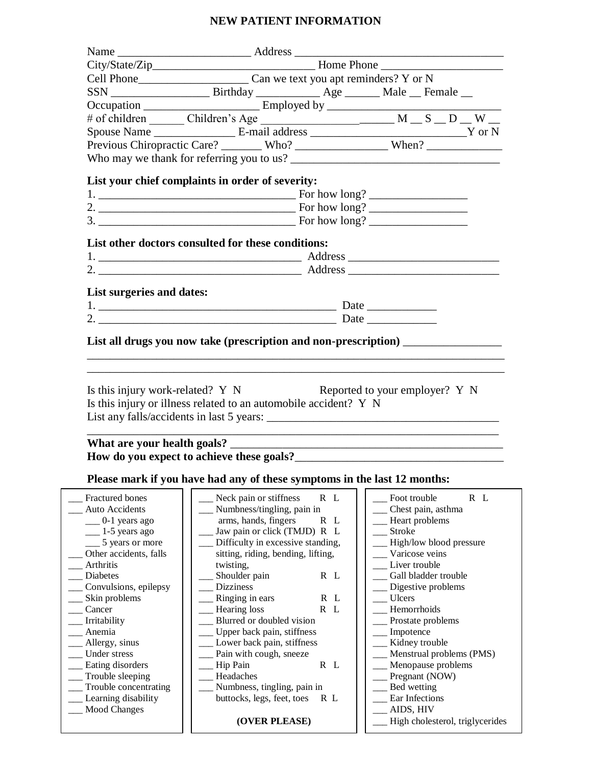# NEW PATIENT INFORMATION

Name ______________________ Address ___________________________________

City/State/Zip___________________________ Home Phone ____________________

Cell Phone__________________ Can we text you apt reminders? Y or N

SSN ________________ Birthday ___________ Age ______ Male __ Female __

Occupation ___________________ Employed by ____________________________

# of children ______ Children's Age _______________________ M __ S __ D __ W __

Spouse Name _____________ E-mail address __________________________Y or N

Previous Chiropractic Care? _______ Who? _______________ When? ____________

Who may we thank for referring you to us? __________________________________

**List your chief complaints in order of severity:**

1. _________________________________ For how long? ________________
2. _________________________________ For how long? ________________
3. _________________________________ For how long? ________________

**List other doctors consulted for these conditions:**

1. _________________________________ Address _________________________
2. _________________________________ Address _________________________

**List surgeries and dates:**

1. ________________________________________ Date ___________
2. ________________________________________ Date ___________

**List all drugs you now take (prescription and non-prescription)** ________________

___________________________________________________________________________

___________________________________________________________________________

Is this injury work-related? Y N        Reported to your employer? Y N

Is this injury or illness related to an automobile accident? Y N

List any falls/accidents in last 5 years: ______________________________________

___________________________________________________________________________

**What are your health goals?** ___________________________________________

**How do you expect to achieve these goals?**___________________________________

**Please mark if you have had any of these symptoms in the last 12 months:**

___ Fractured bones
___ Auto Accidents
 ___ 0-1 years ago
 ___ 1-5 years ago
 ___ 5 years or more
___ Other accidents, falls
___ Arthritis
___ Diabetes
___ Convulsions, epilepsy
___ Skin problems
___ Cancer
___ Irritability
___ Anemia
___ Allergy, sinus
___ Under stress
___ Eating disorders
___ Trouble sleeping
___ Trouble concentrating
___ Learning disability
___ Mood Changes

___ Neck pain or stiffness R L
___ Numbness/tingling, pain in arms, hands, fingers R L
___ Jaw pain or click (TMJD) R L
___ Difficulty in excessive standing, sitting, riding, bending, lifting, twisting,
___ Shoulder pain R L
___ Dizziness
___ Ringing in ears R L
___ Hearing loss R L
___ Blurred or doubled vision
___ Upper back pain, stiffness
___ Lower back pain, stiffness
___ Pain with cough, sneeze
___ Hip Pain R L
___ Headaches
___ Numbness, tingling, pain in buttocks, legs, feet, toes R L

**(OVER PLEASE)**

___ Foot trouble R L
___ Chest pain, asthma
___ Heart problems
___ Stroke
___ High/low blood pressure
___ Varicose veins
___ Liver trouble
___ Gall bladder trouble
___ Digestive problems
___ Ulcers
___ Hemorrhoids
___ Prostate problems
___ Impotence
___ Kidney trouble
___ Menstrual problems (PMS)
___ Menopause problems
___ Pregnant (NOW)
___ Bed wetting
___ Ear Infections
___ AIDS, HIV
___ High cholesterol, triglycerides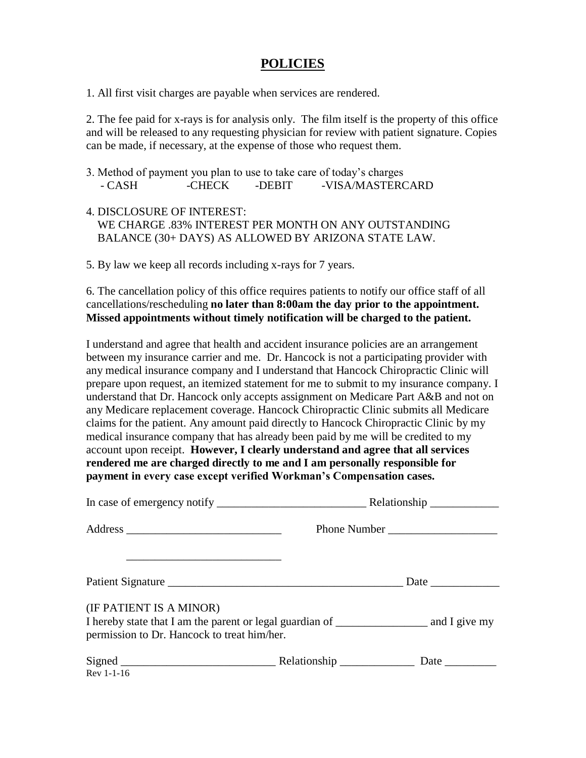# POLICIES

1. All first visit charges are payable when services are rendered.

2. The fee paid for x-rays is for analysis only. The film itself is the property of this office and will be released to any requesting physician for review with patient signature. Copies can be made, if necessary, at the expense of those who request them.

3. Method of payment you plan to use to take care of today's charges
   - CASH -CHECK -DEBIT -VISA/MASTERCARD

4. DISCLOSURE OF INTEREST:
   WE CHARGE .83% INTEREST PER MONTH ON ANY OUTSTANDING BALANCE (30+ DAYS) AS ALLOWED BY ARIZONA STATE LAW.

5. By law we keep all records including x-rays for 7 years.

6. The cancellation policy of this office requires patients to notify our office staff of all cancellations/rescheduling **no later than 8:00am the day prior to the appointment. Missed appointments without timely notification will be charged to the patient.**

I understand and agree that health and accident insurance policies are an arrangement between my insurance carrier and me. Dr. Hancock is not a participating provider with any medical insurance company and I understand that Hancock Chiropractic Clinic will prepare upon request, an itemized statement for me to submit to my insurance company. I understand that Dr. Hancock only accepts assignment on Medicare Part A&B and not on any Medicare replacement coverage. Hancock Chiropractic Clinic submits all Medicare claims for the patient. Any amount paid directly to Hancock Chiropractic Clinic by my medical insurance company that has already been paid by me will be credited to my account upon receipt. **However, I clearly understand and agree that all services rendered me are charged directly to me and I am personally responsible for payment in every case except verified Workman's Compensation cases.**

In case of emergency notify __________________________ Relationship ____________

Address ___________________________ Phone Number ___________________

___________________________

Patient Signature _________________________________________ Date ____________

(IF PATIENT IS A MINOR)
I hereby state that I am the parent or legal guardian of ________________ and I give my permission to Dr. Hancock to treat him/her.

Signed ___________________________ Relationship _____________ Date _________

Rev 1-1-16